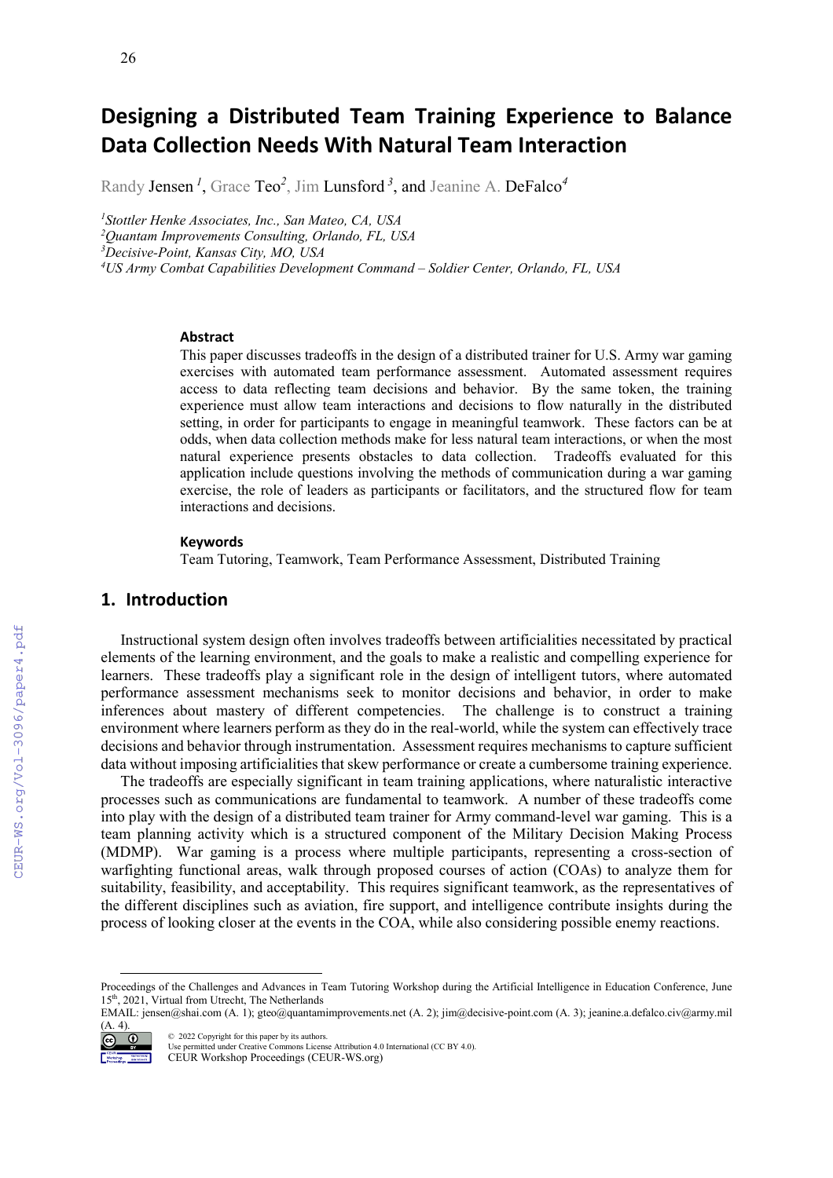# Designing a Distributed Team Training Experience to Balance Data Collection Needs With Natural Team Interaction

Randy Jensen [1], Grace Teo[2], Jim Lunsford [3], and Jeanine A. DeFalco[4]

[1]*Stottler Henke Associates, Inc., San Mateo, CA, USA*
[2]*Quantam Improvements Consulting, Orlando, FL, USA*
[3]*Decisive-Point, Kansas City, MO, USA*
[4]*US Army Combat Capabilities Development Command – Soldier Center, Orlando, FL, USA*

### Abstract

This paper discusses tradeoffs in the design of a distributed trainer for U.S. Army war gaming exercises with automated team performance assessment. Automated assessment requires access to data reflecting team decisions and behavior. By the same token, the training experience must allow team interactions and decisions to flow naturally in the distributed setting, in order for participants to engage in meaningful teamwork. These factors can be at odds, when data collection methods make for less natural team interactions, or when the most natural experience presents obstacles to data collection. Tradeoffs evaluated for this application include questions involving the methods of communication during a war gaming exercise, the role of leaders as participants or facilitators, and the structured flow for team interactions and decisions.

### Keywords

Team Tutoring, Teamwork, Team Performance Assessment, Distributed Training

## 1. Introduction

Instructional system design often involves tradeoffs between artificialities necessitated by practical elements of the learning environment, and the goals to make a realistic and compelling experience for learners. These tradeoffs play a significant role in the design of intelligent tutors, where automated performance assessment mechanisms seek to monitor decisions and behavior, in order to make inferences about mastery of different competencies. The challenge is to construct a training environment where learners perform as they do in the real-world, while the system can effectively trace decisions and behavior through instrumentation. Assessment requires mechanisms to capture sufficient data without imposing artificialities that skew performance or create a cumbersome training experience.

The tradeoffs are especially significant in team training applications, where naturalistic interactive processes such as communications are fundamental to teamwork. A number of these tradeoffs come into play with the design of a distributed team trainer for Army command-level war gaming. This is a team planning activity which is a structured component of the Military Decision Making Process (MDMP). War gaming is a process where multiple participants, representing a cross-section of warfighting functional areas, walk through proposed courses of action (COAs) to analyze them for suitability, feasibility, and acceptability. This requires significant teamwork, as the representatives of the different disciplines such as aviation, fire support, and intelligence contribute insights during the process of looking closer at the events in the COA, while also considering possible enemy reactions.

---

Proceedings of the Challenges and Advances in Team Tutoring Workshop during the Artificial Intelligence in Education Conference, June 15th, 2021, Virtual from Utrecht, The Netherlands
EMAIL: jensen@shai.com (A. 1); gteo@quantamimprovements.net (A. 2); jim@decisive-point.com (A. 3); jeanine.a.defalco.civ@army.mil (A. 4).

© 2022 Copyright for this paper by its authors.
Use permitted under Creative Commons License Attribution 4.0 International (CC BY 4.0).
CEUR Workshop Proceedings (CEUR-WS.org)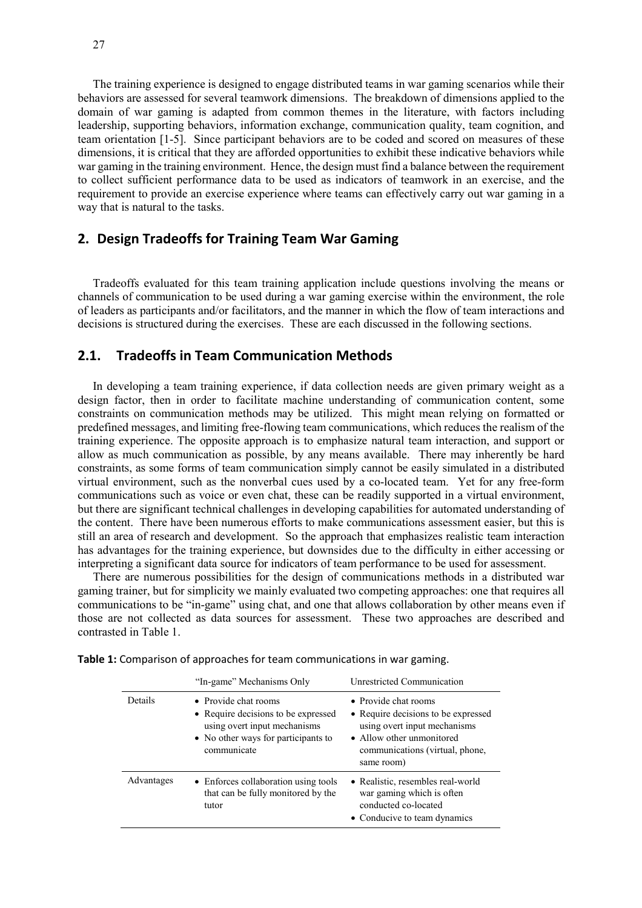The training experience is designed to engage distributed teams in war gaming scenarios while their behaviors are assessed for several teamwork dimensions. The breakdown of dimensions applied to the domain of war gaming is adapted from common themes in the literature, with factors including leadership, supporting behaviors, information exchange, communication quality, team cognition, and team orientation [1-5]. Since participant behaviors are to be coded and scored on measures of these dimensions, it is critical that they are afforded opportunities to exhibit these indicative behaviors while war gaming in the training environment. Hence, the design must find a balance between the requirement to collect sufficient performance data to be used as indicators of teamwork in an exercise, and the requirement to provide an exercise experience where teams can effectively carry out war gaming in a way that is natural to the tasks.

## 2. Design Tradeoffs for Training Team War Gaming

Tradeoffs evaluated for this team training application include questions involving the means or channels of communication to be used during a war gaming exercise within the environment, the role of leaders as participants and/or facilitators, and the manner in which the flow of team interactions and decisions is structured during the exercises. These are each discussed in the following sections.

## 2.1. Tradeoffs in Team Communication Methods

In developing a team training experience, if data collection needs are given primary weight as a design factor, then in order to facilitate machine understanding of communication content, some constraints on communication methods may be utilized. This might mean relying on formatted or predefined messages, and limiting free-flowing team communications, which reduces the realism of the training experience. The opposite approach is to emphasize natural team interaction, and support or allow as much communication as possible, by any means available. There may inherently be hard constraints, as some forms of team communication simply cannot be easily simulated in a distributed virtual environment, such as the nonverbal cues used by a co-located team. Yet for any free-form communications such as voice or even chat, these can be readily supported in a virtual environment, but there are significant technical challenges in developing capabilities for automated understanding of the content. There have been numerous efforts to make communications assessment easier, but this is still an area of research and development. So the approach that emphasizes realistic team interaction has advantages for the training experience, but downsides due to the difficulty in either accessing or interpreting a significant data source for indicators of team performance to be used for assessment.

There are numerous possibilities for the design of communications methods in a distributed war gaming trainer, but for simplicity we mainly evaluated two competing approaches: one that requires all communications to be "in-game" using chat, and one that allows collaboration by other means even if those are not collected as data sources for assessment. These two approaches are described and contrasted in Table 1.

**Table 1:** Comparison of approaches for team communications in war gaming.

| | "In-game" Mechanisms Only | Unrestricted Communication |
|---|---|---|
| Details | • Provide chat rooms<br>• Require decisions to be expressed using overt input mechanisms<br>• No other ways for participants to communicate | • Provide chat rooms<br>• Require decisions to be expressed using overt input mechanisms<br>• Allow other unmonitored communications (virtual, phone, same room) |
| Advantages | • Enforces collaboration using tools that can be fully monitored by the tutor | • Realistic, resembles real-world war gaming which is often conducted co-located<br>• Conducive to team dynamics |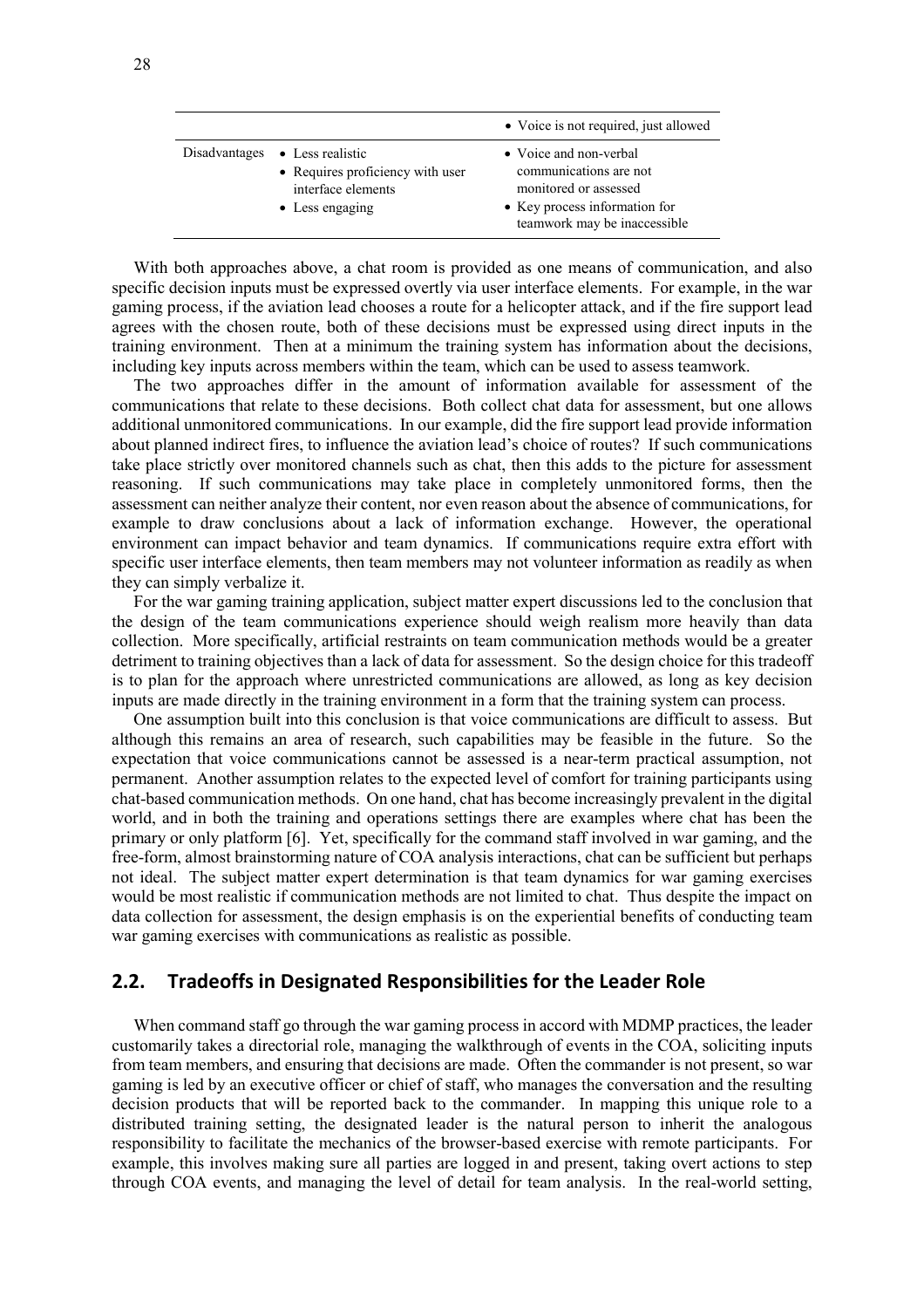| | | |
|---|---|---|
| | | • Voice is not required, just allowed |
| Disadvantages | • Less realistic<br>• Requires proficiency with user interface elements<br>• Less engaging | • Voice and non-verbal communications are not monitored or assessed<br>• Key process information for teamwork may be inaccessible |

With both approaches above, a chat room is provided as one means of communication, and also specific decision inputs must be expressed overtly via user interface elements. For example, in the war gaming process, if the aviation lead chooses a route for a helicopter attack, and if the fire support lead agrees with the chosen route, both of these decisions must be expressed using direct inputs in the training environment. Then at a minimum the training system has information about the decisions, including key inputs across members within the team, which can be used to assess teamwork.

The two approaches differ in the amount of information available for assessment of the communications that relate to these decisions. Both collect chat data for assessment, but one allows additional unmonitored communications. In our example, did the fire support lead provide information about planned indirect fires, to influence the aviation lead's choice of routes? If such communications take place strictly over monitored channels such as chat, then this adds to the picture for assessment reasoning. If such communications may take place in completely unmonitored forms, then the assessment can neither analyze their content, nor even reason about the absence of communications, for example to draw conclusions about a lack of information exchange. However, the operational environment can impact behavior and team dynamics. If communications require extra effort with specific user interface elements, then team members may not volunteer information as readily as when they can simply verbalize it.

For the war gaming training application, subject matter expert discussions led to the conclusion that the design of the team communications experience should weigh realism more heavily than data collection. More specifically, artificial restraints on team communication methods would be a greater detriment to training objectives than a lack of data for assessment. So the design choice for this tradeoff is to plan for the approach where unrestricted communications are allowed, as long as key decision inputs are made directly in the training environment in a form that the training system can process.

One assumption built into this conclusion is that voice communications are difficult to assess. But although this remains an area of research, such capabilities may be feasible in the future. So the expectation that voice communications cannot be assessed is a near-term practical assumption, not permanent. Another assumption relates to the expected level of comfort for training participants using chat-based communication methods. On one hand, chat has become increasingly prevalent in the digital world, and in both the training and operations settings there are examples where chat has been the primary or only platform [6]. Yet, specifically for the command staff involved in war gaming, and the free-form, almost brainstorming nature of COA analysis interactions, chat can be sufficient but perhaps not ideal. The subject matter expert determination is that team dynamics for war gaming exercises would be most realistic if communication methods are not limited to chat. Thus despite the impact on data collection for assessment, the design emphasis is on the experiential benefits of conducting team war gaming exercises with communications as realistic as possible.

## 2.2. Tradeoffs in Designated Responsibilities for the Leader Role

When command staff go through the war gaming process in accord with MDMP practices, the leader customarily takes a directorial role, managing the walkthrough of events in the COA, soliciting inputs from team members, and ensuring that decisions are made. Often the commander is not present, so war gaming is led by an executive officer or chief of staff, who manages the conversation and the resulting decision products that will be reported back to the commander. In mapping this unique role to a distributed training setting, the designated leader is the natural person to inherit the analogous responsibility to facilitate the mechanics of the browser-based exercise with remote participants. For example, this involves making sure all parties are logged in and present, taking overt actions to step through COA events, and managing the level of detail for team analysis. In the real-world setting,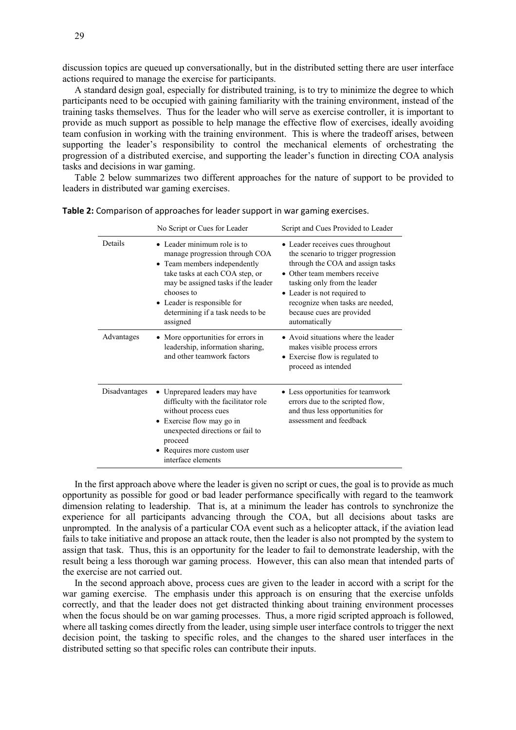discussion topics are queued up conversationally, but in the distributed setting there are user interface actions required to manage the exercise for participants.

A standard design goal, especially for distributed training, is to try to minimize the degree to which participants need to be occupied with gaining familiarity with the training environment, instead of the training tasks themselves. Thus for the leader who will serve as exercise controller, it is important to provide as much support as possible to help manage the effective flow of exercises, ideally avoiding team confusion in working with the training environment. This is where the tradeoff arises, between supporting the leader's responsibility to control the mechanical elements of orchestrating the progression of a distributed exercise, and supporting the leader's function in directing COA analysis tasks and decisions in war gaming.

Table 2 below summarizes two different approaches for the nature of support to be provided to leaders in distributed war gaming exercises.

**Table 2:** Comparison of approaches for leader support in war gaming exercises.

| | No Script or Cues for Leader | Script and Cues Provided to Leader |
|---|---|---|
| Details | • Leader minimum role is to manage progression through COA<br>• Team members independently take tasks at each COA step, or may be assigned tasks if the leader chooses to<br>• Leader is responsible for determining if a task needs to be assigned | • Leader receives cues throughout the scenario to trigger progression through the COA and assign tasks<br>• Other team members receive tasking only from the leader<br>• Leader is not required to recognize when tasks are needed, because cues are provided automatically |
| Advantages | • More opportunities for errors in leadership, information sharing, and other teamwork factors | • Avoid situations where the leader makes visible process errors<br>• Exercise flow is regulated to proceed as intended |
| Disadvantages | • Unprepared leaders may have difficulty with the facilitator role without process cues<br>• Exercise flow may go in unexpected directions or fail to proceed<br>• Requires more custom user interface elements | • Less opportunities for teamwork errors due to the scripted flow, and thus less opportunities for assessment and feedback |

In the first approach above where the leader is given no script or cues, the goal is to provide as much opportunity as possible for good or bad leader performance specifically with regard to the teamwork dimension relating to leadership. That is, at a minimum the leader has controls to synchronize the experience for all participants advancing through the COA, but all decisions about tasks are unprompted. In the analysis of a particular COA event such as a helicopter attack, if the aviation lead fails to take initiative and propose an attack route, then the leader is also not prompted by the system to assign that task. Thus, this is an opportunity for the leader to fail to demonstrate leadership, with the result being a less thorough war gaming process. However, this can also mean that intended parts of the exercise are not carried out.

In the second approach above, process cues are given to the leader in accord with a script for the war gaming exercise. The emphasis under this approach is on ensuring that the exercise unfolds correctly, and that the leader does not get distracted thinking about training environment processes when the focus should be on war gaming processes. Thus, a more rigid scripted approach is followed, where all tasking comes directly from the leader, using simple user interface controls to trigger the next decision point, the tasking to specific roles, and the changes to the shared user interfaces in the distributed setting so that specific roles can contribute their inputs.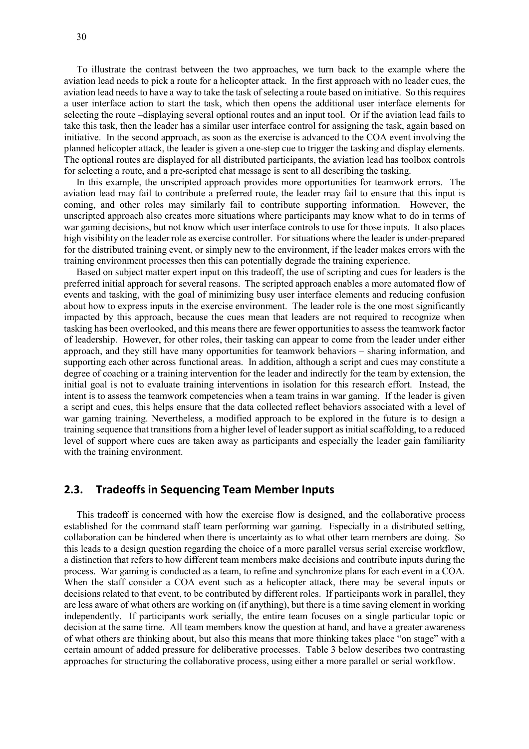To illustrate the contrast between the two approaches, we turn back to the example where the aviation lead needs to pick a route for a helicopter attack. In the first approach with no leader cues, the aviation lead needs to have a way to take the task of selecting a route based on initiative. So this requires a user interface action to start the task, which then opens the additional user interface elements for selecting the route –displaying several optional routes and an input tool. Or if the aviation lead fails to take this task, then the leader has a similar user interface control for assigning the task, again based on initiative. In the second approach, as soon as the exercise is advanced to the COA event involving the planned helicopter attack, the leader is given a one-step cue to trigger the tasking and display elements. The optional routes are displayed for all distributed participants, the aviation lead has toolbox controls for selecting a route, and a pre-scripted chat message is sent to all describing the tasking.

In this example, the unscripted approach provides more opportunities for teamwork errors. The aviation lead may fail to contribute a preferred route, the leader may fail to ensure that this input is coming, and other roles may similarly fail to contribute supporting information. However, the unscripted approach also creates more situations where participants may know what to do in terms of war gaming decisions, but not know which user interface controls to use for those inputs. It also places high visibility on the leader role as exercise controller. For situations where the leader is under-prepared for the distributed training event, or simply new to the environment, if the leader makes errors with the training environment processes then this can potentially degrade the training experience.

Based on subject matter expert input on this tradeoff, the use of scripting and cues for leaders is the preferred initial approach for several reasons. The scripted approach enables a more automated flow of events and tasking, with the goal of minimizing busy user interface elements and reducing confusion about how to express inputs in the exercise environment. The leader role is the one most significantly impacted by this approach, because the cues mean that leaders are not required to recognize when tasking has been overlooked, and this means there are fewer opportunities to assess the teamwork factor of leadership. However, for other roles, their tasking can appear to come from the leader under either approach, and they still have many opportunities for teamwork behaviors – sharing information, and supporting each other across functional areas. In addition, although a script and cues may constitute a degree of coaching or a training intervention for the leader and indirectly for the team by extension, the initial goal is not to evaluate training interventions in isolation for this research effort. Instead, the intent is to assess the teamwork competencies when a team trains in war gaming. If the leader is given a script and cues, this helps ensure that the data collected reflect behaviors associated with a level of war gaming training. Nevertheless, a modified approach to be explored in the future is to design a training sequence that transitions from a higher level of leader support as initial scaffolding, to a reduced level of support where cues are taken away as participants and especially the leader gain familiarity with the training environment.

## 2.3. Tradeoffs in Sequencing Team Member Inputs

This tradeoff is concerned with how the exercise flow is designed, and the collaborative process established for the command staff team performing war gaming. Especially in a distributed setting, collaboration can be hindered when there is uncertainty as to what other team members are doing. So this leads to a design question regarding the choice of a more parallel versus serial exercise workflow, a distinction that refers to how different team members make decisions and contribute inputs during the process. War gaming is conducted as a team, to refine and synchronize plans for each event in a COA. When the staff consider a COA event such as a helicopter attack, there may be several inputs or decisions related to that event, to be contributed by different roles. If participants work in parallel, they are less aware of what others are working on (if anything), but there is a time saving element in working independently. If participants work serially, the entire team focuses on a single particular topic or decision at the same time. All team members know the question at hand, and have a greater awareness of what others are thinking about, but also this means that more thinking takes place "on stage" with a certain amount of added pressure for deliberative processes. Table 3 below describes two contrasting approaches for structuring the collaborative process, using either a more parallel or serial workflow.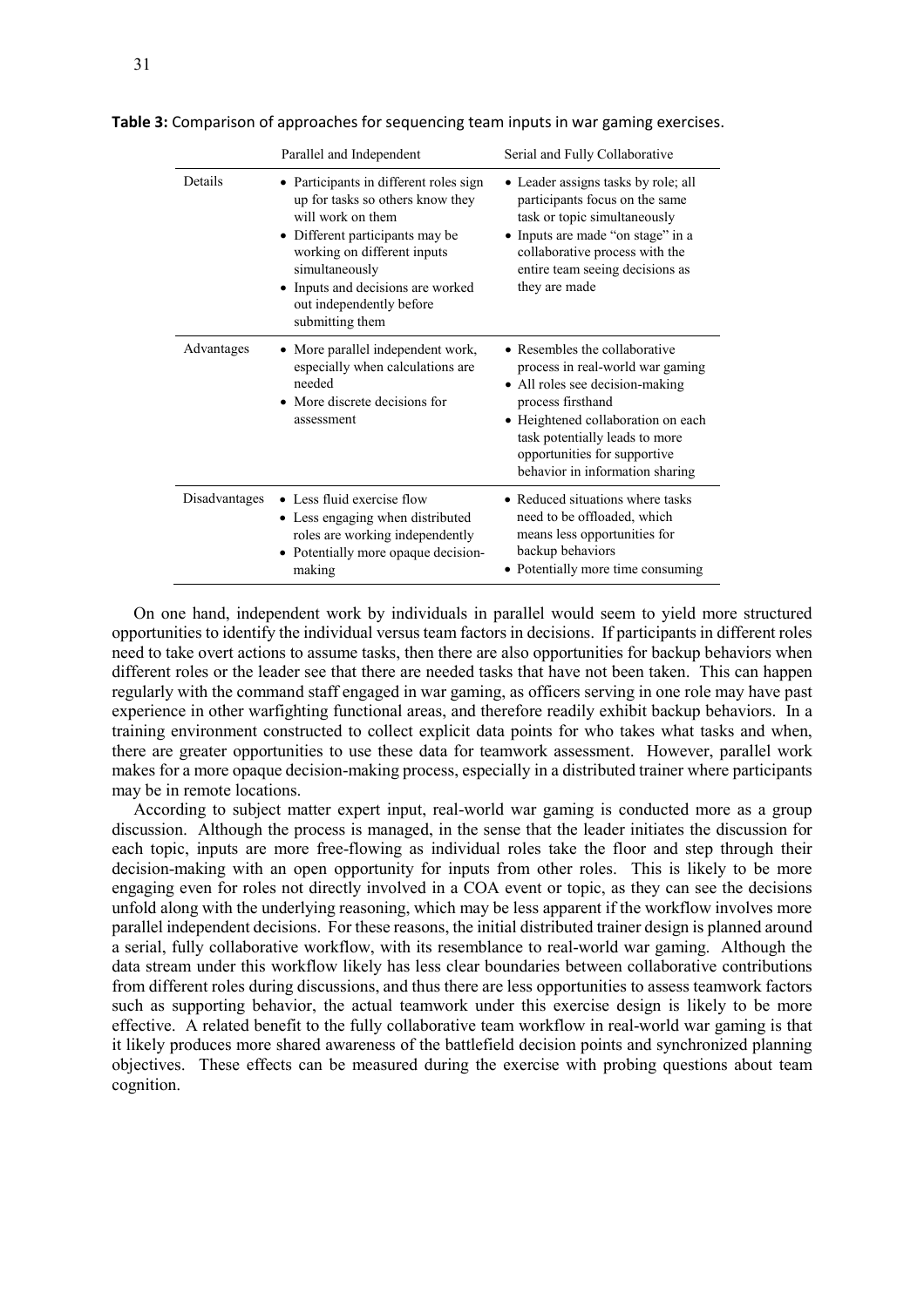**Table 3:** Comparison of approaches for sequencing team inputs in war gaming exercises.

| | Parallel and Independent | Serial and Fully Collaborative |
|---|---|---|
| Details | • Participants in different roles sign up for tasks so others know they will work on them<br>• Different participants may be working on different inputs simultaneously<br>• Inputs and decisions are worked out independently before submitting them | • Leader assigns tasks by role; all participants focus on the same task or topic simultaneously<br>• Inputs are made "on stage" in a collaborative process with the entire team seeing decisions as they are made |
| Advantages | • More parallel independent work, especially when calculations are needed<br>• More discrete decisions for assessment | • Resembles the collaborative process in real-world war gaming<br>• All roles see decision-making process firsthand<br>• Heightened collaboration on each task potentially leads to more opportunities for supportive behavior in information sharing |
| Disadvantages | • Less fluid exercise flow<br>• Less engaging when distributed roles are working independently<br>• Potentially more opaque decision-making | • Reduced situations where tasks need to be offloaded, which means less opportunities for backup behaviors<br>• Potentially more time consuming |

On one hand, independent work by individuals in parallel would seem to yield more structured opportunities to identify the individual versus team factors in decisions. If participants in different roles need to take overt actions to assume tasks, then there are also opportunities for backup behaviors when different roles or the leader see that there are needed tasks that have not been taken. This can happen regularly with the command staff engaged in war gaming, as officers serving in one role may have past experience in other warfighting functional areas, and therefore readily exhibit backup behaviors. In a training environment constructed to collect explicit data points for who takes what tasks and when, there are greater opportunities to use these data for teamwork assessment. However, parallel work makes for a more opaque decision-making process, especially in a distributed trainer where participants may be in remote locations.

According to subject matter expert input, real-world war gaming is conducted more as a group discussion. Although the process is managed, in the sense that the leader initiates the discussion for each topic, inputs are more free-flowing as individual roles take the floor and step through their decision-making with an open opportunity for inputs from other roles. This is likely to be more engaging even for roles not directly involved in a COA event or topic, as they can see the decisions unfold along with the underlying reasoning, which may be less apparent if the workflow involves more parallel independent decisions. For these reasons, the initial distributed trainer design is planned around a serial, fully collaborative workflow, with its resemblance to real-world war gaming. Although the data stream under this workflow likely has less clear boundaries between collaborative contributions from different roles during discussions, and thus there are less opportunities to assess teamwork factors such as supporting behavior, the actual teamwork under this exercise design is likely to be more effective. A related benefit to the fully collaborative team workflow in real-world war gaming is that it likely produces more shared awareness of the battlefield decision points and synchronized planning objectives. These effects can be measured during the exercise with probing questions about team cognition.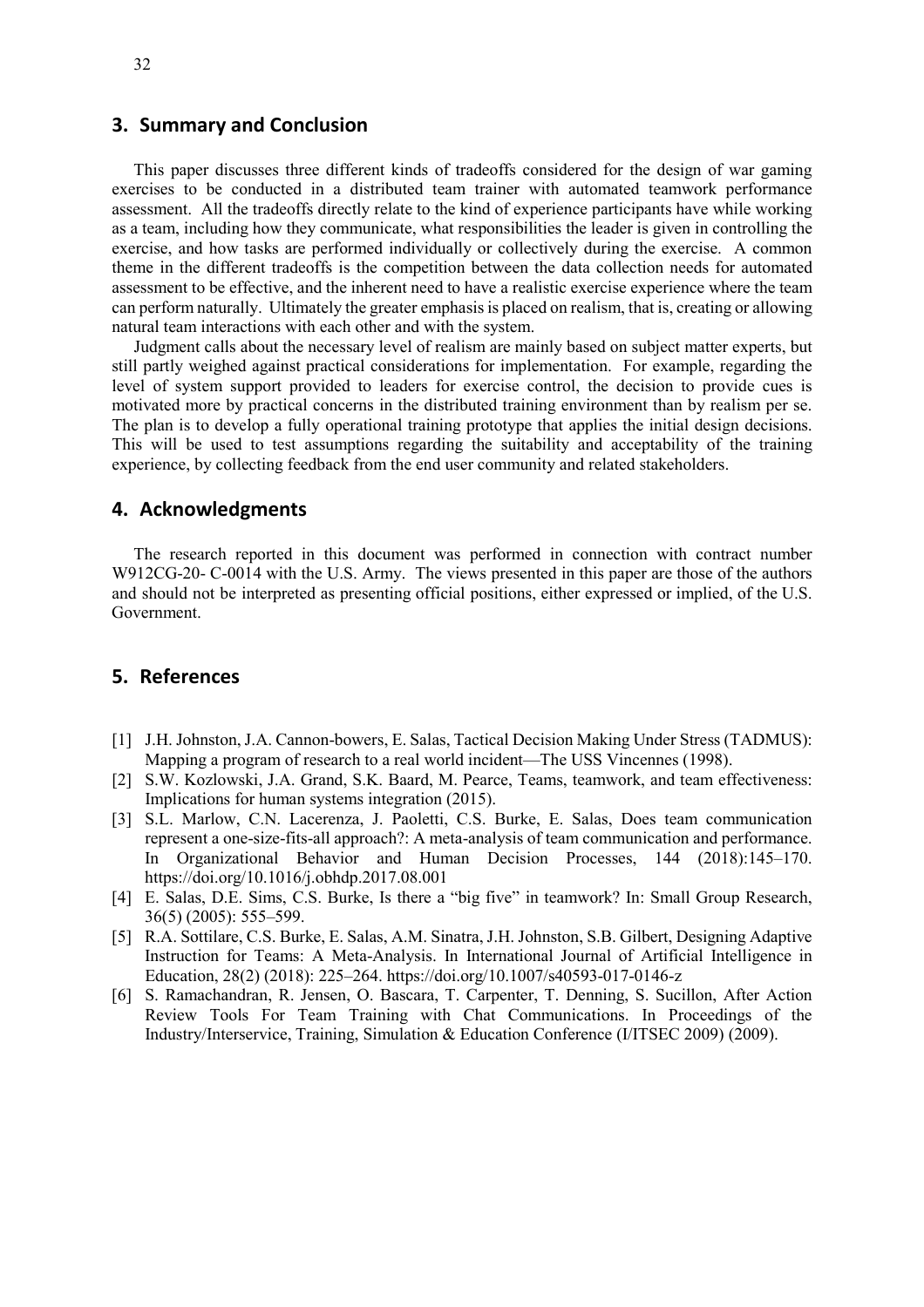## 3. Summary and Conclusion

This paper discusses three different kinds of tradeoffs considered for the design of war gaming exercises to be conducted in a distributed team trainer with automated teamwork performance assessment. All the tradeoffs directly relate to the kind of experience participants have while working as a team, including how they communicate, what responsibilities the leader is given in controlling the exercise, and how tasks are performed individually or collectively during the exercise. A common theme in the different tradeoffs is the competition between the data collection needs for automated assessment to be effective, and the inherent need to have a realistic exercise experience where the team can perform naturally. Ultimately the greater emphasis is placed on realism, that is, creating or allowing natural team interactions with each other and with the system.

Judgment calls about the necessary level of realism are mainly based on subject matter experts, but still partly weighed against practical considerations for implementation. For example, regarding the level of system support provided to leaders for exercise control, the decision to provide cues is motivated more by practical concerns in the distributed training environment than by realism per se. The plan is to develop a fully operational training prototype that applies the initial design decisions. This will be used to test assumptions regarding the suitability and acceptability of the training experience, by collecting feedback from the end user community and related stakeholders.

## 4. Acknowledgments

The research reported in this document was performed in connection with contract number W912CG-20- C-0014 with the U.S. Army. The views presented in this paper are those of the authors and should not be interpreted as presenting official positions, either expressed or implied, of the U.S. Government.

## 5. References

[1] J.H. Johnston, J.A. Cannon-bowers, E. Salas, Tactical Decision Making Under Stress (TADMUS): Mapping a program of research to a real world incident—The USS Vincennes (1998).

[2] S.W. Kozlowski, J.A. Grand, S.K. Baard, M. Pearce, Teams, teamwork, and team effectiveness: Implications for human systems integration (2015).

[3] S.L. Marlow, C.N. Lacerenza, J. Paoletti, C.S. Burke, E. Salas, Does team communication represent a one-size-fits-all approach?: A meta-analysis of team communication and performance. In Organizational Behavior and Human Decision Processes, 144 (2018):145–170. https://doi.org/10.1016/j.obhdp.2017.08.001

[4] E. Salas, D.E. Sims, C.S. Burke, Is there a "big five" in teamwork? In: Small Group Research, 36(5) (2005): 555–599.

[5] R.A. Sottilare, C.S. Burke, E. Salas, A.M. Sinatra, J.H. Johnston, S.B. Gilbert, Designing Adaptive Instruction for Teams: A Meta-Analysis. In International Journal of Artificial Intelligence in Education, 28(2) (2018): 225–264. https://doi.org/10.1007/s40593-017-0146-z

[6] S. Ramachandran, R. Jensen, O. Bascara, T. Carpenter, T. Denning, S. Sucillon, After Action Review Tools For Team Training with Chat Communications. In Proceedings of the Industry/Interservice, Training, Simulation & Education Conference (I/ITSEC 2009) (2009).